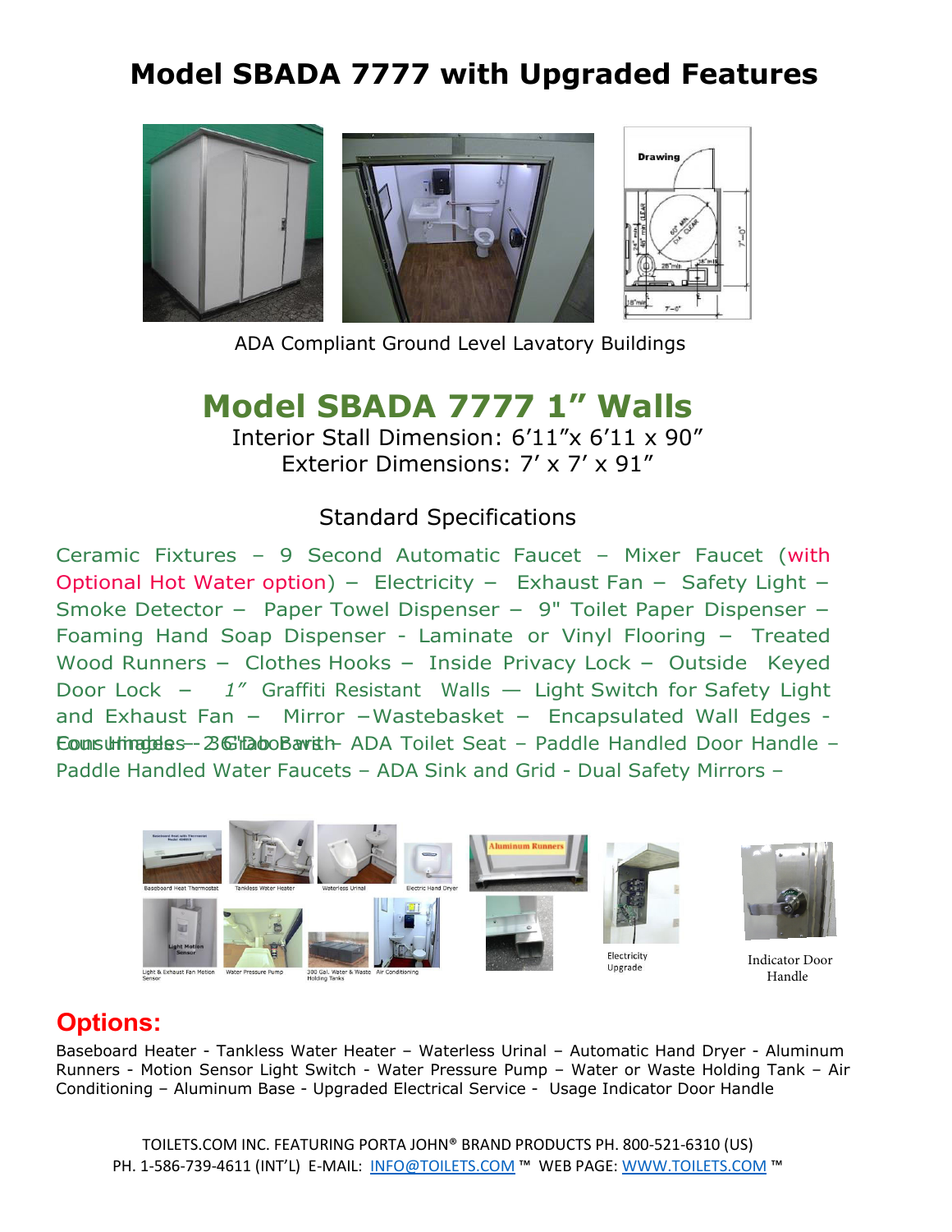# Model SBADA 7777 with Upgraded Features

ADA Compliant Ground Level Lavatory Buildings

## Model SBADA 7777 1" Walls

Interior Stall Dimension: 6'11"x 6'11 x 90"
Exterior Dimensions: 7' x 7' x 91"

### Standard Specifications

Ceramic Fixtures – 9 Second Automatic Faucet – Mixer Faucet (with Optional Hot Water option) – Electricity – Exhaust Fan – Safety Light – Smoke Detector – Paper Towel Dispenser – 9" Toilet Paper Dispenser – Foaming Hand Soap Dispenser - Laminate or Vinyl Flooring – Treated Wood Runners – Clothes Hooks – Inside Privacy Lock – Outside Keyed Door Lock – *1"* Graffiti Resistant Walls — Light Switch for Safety Light and Exhaust Fan – Mirror –Wastebasket – Encapsulated Wall Edges - Four Hinges - 36" Door width / Consumables - 2 Grab Bars – ADA Toilet Seat – Paddle Handled Door Handle – Paddle Handled Water Faucets – ADA Sink and Grid - Dual Safety Mirrors –

Electricity Upgrade

Indicator Door Handle

## Options:

Baseboard Heater - Tankless Water Heater – Waterless Urinal – Automatic Hand Dryer - Aluminum Runners - Motion Sensor Light Switch - Water Pressure Pump – Water or Waste Holding Tank – Air Conditioning – Aluminum Base - Upgraded Electrical Service - Usage Indicator Door Handle

TOILETS.COM INC. FEATURING PORTA JOHN® BRAND PRODUCTS PH. 800-521-6310 (US)
PH. 1-586-739-4611 (INT'L) E-MAIL: INFO@TOILETS.COM ™ WEB PAGE: WWW.TOILETS.COM ™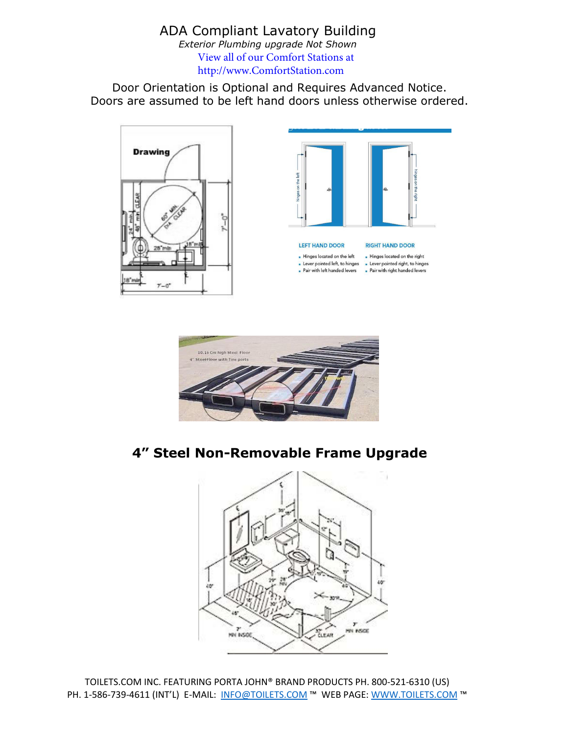# ADA Compliant Lavatory Building

*Exterior Plumbing upgrade Not Shown*

View all of our Comfort Stations at
http://www.ComfortStation.com

Door Orientation is Optional and Requires Advanced Notice.
Doors are assumed to be left hand doors unless otherwise ordered.

Drawing

60" MIN. DIA. CLEAR

48" min CLEAR

24" min

28"min

18"min

18"min

7'-0"

7'-0"

hinges on the left

hinges on the right

LEFT HAND DOOR
- Hinges located on the left
- Lever pointed left, to hinges
- Pair with left handed levers

RIGHT HAND DOOR
- Hinges located on the right
- Lever pointed right, to hinges
- Pair with right handed levers

10.16 Cm high Steel Floor
4" SteelFloor with Tine ports

## 4" Steel Non-Removable Frame Upgrade

7' MIN INSIDE

32" CLEAR

7' MIN INSIDE

40"

40"

48"

30"

TOILETS.COM INC. FEATURING PORTA JOHN® BRAND PRODUCTS PH. 800-521-6310 (US)
PH. 1-586-739-4611 (INT'L) E-MAIL: [INFO@TOILETS.COM](mailto:INFO@TOILETS.COM) ™ WEB PAGE: [WWW.TOILETS.COM](http://www.toilets.com) ™